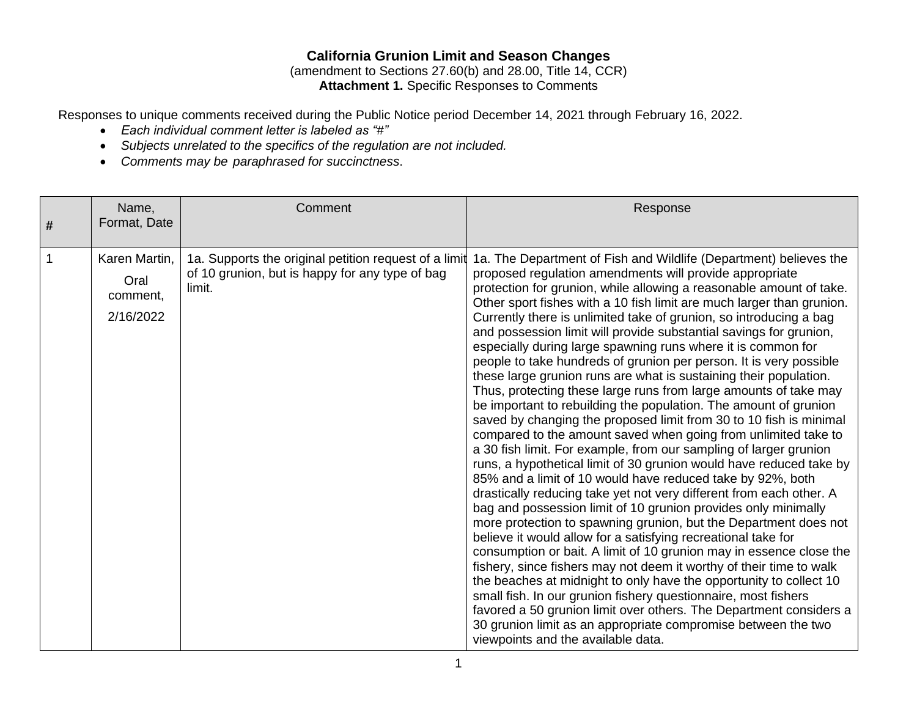**California Grunion Limit and Season Changes**

(amendment to Sections 27.60(b) and 28.00, Title 14, CCR)

**Attachment 1.** Specific Responses to Comments

Responses to unique comments received during the Public Notice period December 14, 2021 through February 16, 2022.

- *Each individual comment letter is labeled as "#"*
- *Subjects unrelated to the specifics of the regulation are not included.*
- *Comments may be paraphrased for succinctness.*

| # | Name, Format, Date | Comment | Response |
|---|---|---|---|
| 1 | Karen Martin, Oral comment, 2/16/2022 | 1a. Supports the original petition request of a limit of 10 grunion, but is happy for any type of bag limit. | 1a. The Department of Fish and Wildlife (Department) believes the proposed regulation amendments will provide appropriate protection for grunion, while allowing a reasonable amount of take. Other sport fishes with a 10 fish limit are much larger than grunion. Currently there is unlimited take of grunion, so introducing a bag and possession limit will provide substantial savings for grunion, especially during large spawning runs where it is common for people to take hundreds of grunion per person. It is very possible these large grunion runs are what is sustaining their population. Thus, protecting these large runs from large amounts of take may be important to rebuilding the population. The amount of grunion saved by changing the proposed limit from 30 to 10 fish is minimal compared to the amount saved when going from unlimited take to a 30 fish limit. For example, from our sampling of larger grunion runs, a hypothetical limit of 30 grunion would have reduced take by 85% and a limit of 10 would have reduced take by 92%, both drastically reducing take yet not very different from each other. A bag and possession limit of 10 grunion provides only minimally more protection to spawning grunion, but the Department does not believe it would allow for a satisfying recreational take for consumption or bait. A limit of 10 grunion may in essence close the fishery, since fishers may not deem it worthy of their time to walk the beaches at midnight to only have the opportunity to collect 10 small fish. In our grunion fishery questionnaire, most fishers favored a 50 grunion limit over others. The Department considers a 30 grunion limit as an appropriate compromise between the two viewpoints and the available data. |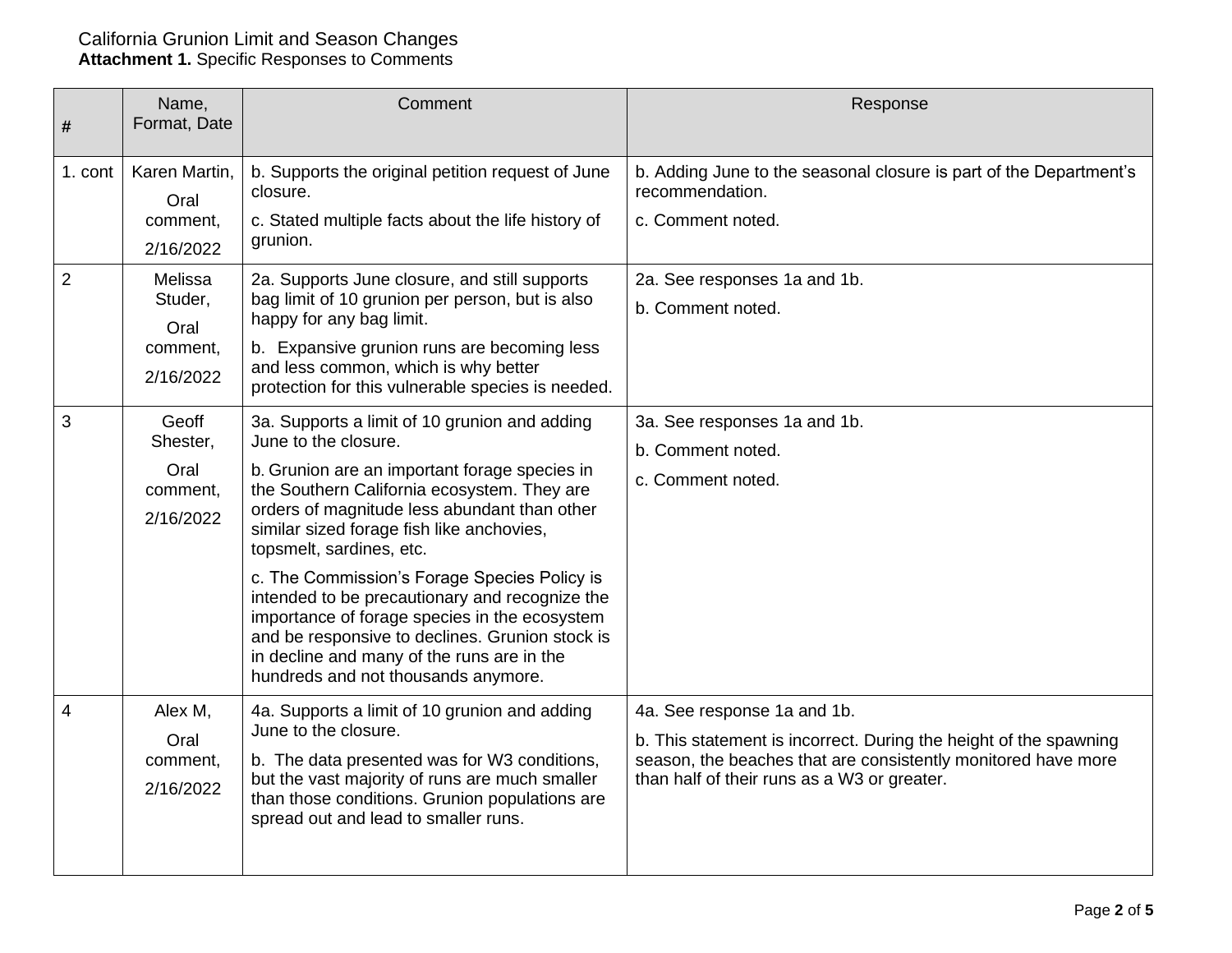California Grunion Limit and Season Changes
**Attachment 1.** Specific Responses to Comments

| # | Name, Format, Date | Comment | Response |
|---|---|---|---|
| 1. cont | Karen Martin, Oral comment, 2/16/2022 | b. Supports the original petition request of June closure.<br>c. Stated multiple facts about the life history of grunion. | b. Adding June to the seasonal closure is part of the Department's recommendation.<br>c. Comment noted. |
| 2 | Melissa Studer, Oral comment, 2/16/2022 | 2a. Supports June closure, and still supports bag limit of 10 grunion per person, but is also happy for any bag limit.<br>b. Expansive grunion runs are becoming less and less common, which is why better protection for this vulnerable species is needed. | 2a. See responses 1a and 1b.<br>b. Comment noted. |
| 3 | Geoff Shester, Oral comment, 2/16/2022 | 3a. Supports a limit of 10 grunion and adding June to the closure.<br>b. Grunion are an important forage species in the Southern California ecosystem. They are orders of magnitude less abundant than other similar sized forage fish like anchovies, topsmelt, sardines, etc.<br>c. The Commission's Forage Species Policy is intended to be precautionary and recognize the importance of forage species in the ecosystem and be responsive to declines. Grunion stock is in decline and many of the runs are in the hundreds and not thousands anymore. | 3a. See responses 1a and 1b.<br>b. Comment noted.<br>c. Comment noted. |
| 4 | Alex M, Oral comment, 2/16/2022 | 4a. Supports a limit of 10 grunion and adding June to the closure.<br>b. The data presented was for W3 conditions, but the vast majority of runs are much smaller than those conditions. Grunion populations are spread out and lead to smaller runs. | 4a. See response 1a and 1b.<br>b. This statement is incorrect. During the height of the spawning season, the beaches that are consistently monitored have more than half of their runs as a W3 or greater. |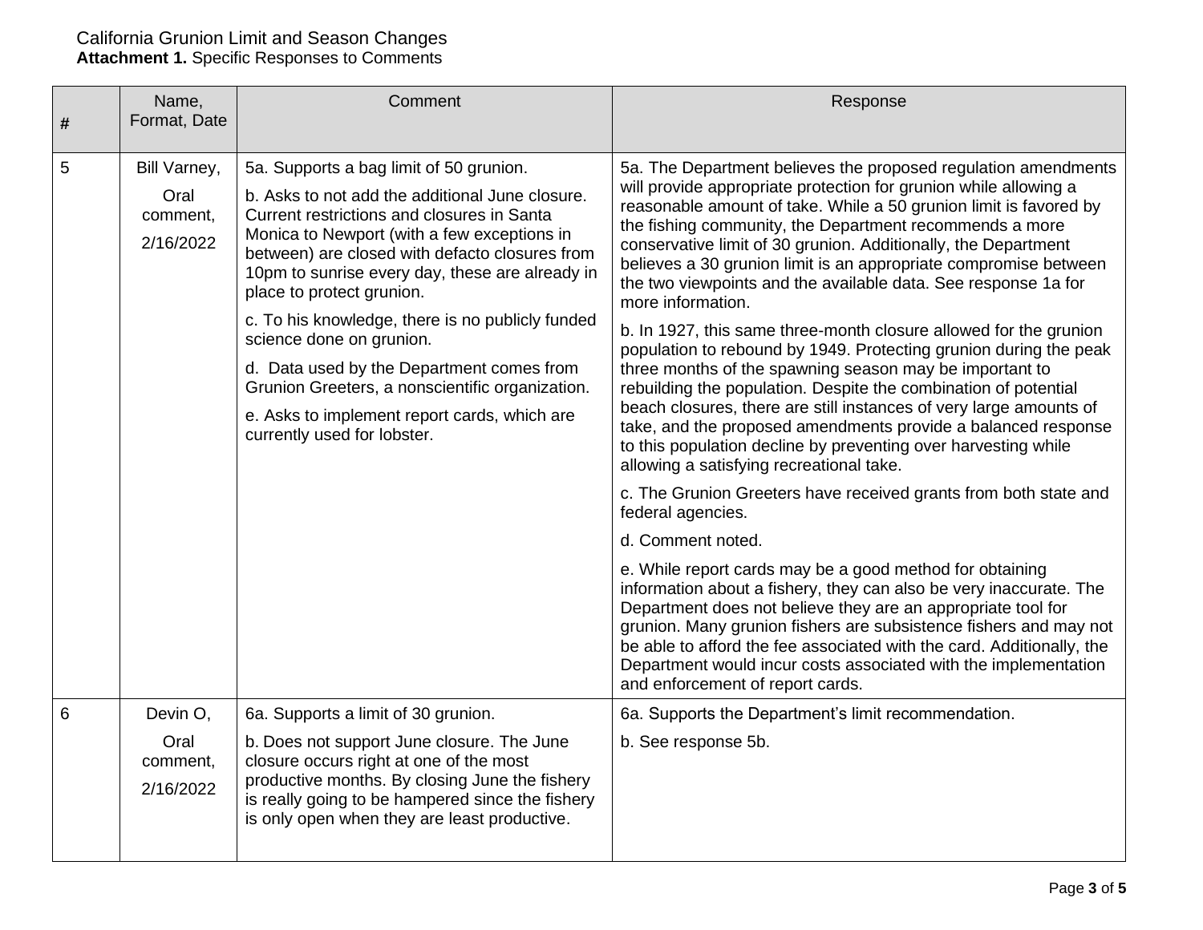California Grunion Limit and Season Changes
**Attachment 1.** Specific Responses to Comments

| # | Name, Format, Date | Comment | Response |
|---|---|---|---|
| 5 | Bill Varney, Oral comment, 2/16/2022 | 5a. Supports a bag limit of 50 grunion.<br><br>b. Asks to not add the additional June closure. Current restrictions and closures in Santa Monica to Newport (with a few exceptions in between) are closed with defacto closures from 10pm to sunrise every day, these are already in place to protect grunion.<br><br>c. To his knowledge, there is no publicly funded science done on grunion.<br><br>d. Data used by the Department comes from Grunion Greeters, a nonscientific organization.<br><br>e. Asks to implement report cards, which are currently used for lobster. | 5a. The Department believes the proposed regulation amendments will provide appropriate protection for grunion while allowing a reasonable amount of take. While a 50 grunion limit is favored by the fishing community, the Department recommends a more conservative limit of 30 grunion. Additionally, the Department believes a 30 grunion limit is an appropriate compromise between the two viewpoints and the available data. See response 1a for more information.<br><br>b. In 1927, this same three-month closure allowed for the grunion population to rebound by 1949. Protecting grunion during the peak three months of the spawning season may be important to rebuilding the population. Despite the combination of potential beach closures, there are still instances of very large amounts of take, and the proposed amendments provide a balanced response to this population decline by preventing over harvesting while allowing a satisfying recreational take.<br><br>c. The Grunion Greeters have received grants from both state and federal agencies.<br><br>d. Comment noted.<br><br>e. While report cards may be a good method for obtaining information about a fishery, they can also be very inaccurate. The Department does not believe they are an appropriate tool for grunion. Many grunion fishers are subsistence fishers and may not be able to afford the fee associated with the card. Additionally, the Department would incur costs associated with the implementation and enforcement of report cards. |
| 6 | Devin O, Oral comment, 2/16/2022 | 6a. Supports a limit of 30 grunion.<br><br>b. Does not support June closure. The June closure occurs right at one of the most productive months. By closing June the fishery is really going to be hampered since the fishery is only open when they are least productive. | 6a. Supports the Department's limit recommendation.<br><br>b. See response 5b. |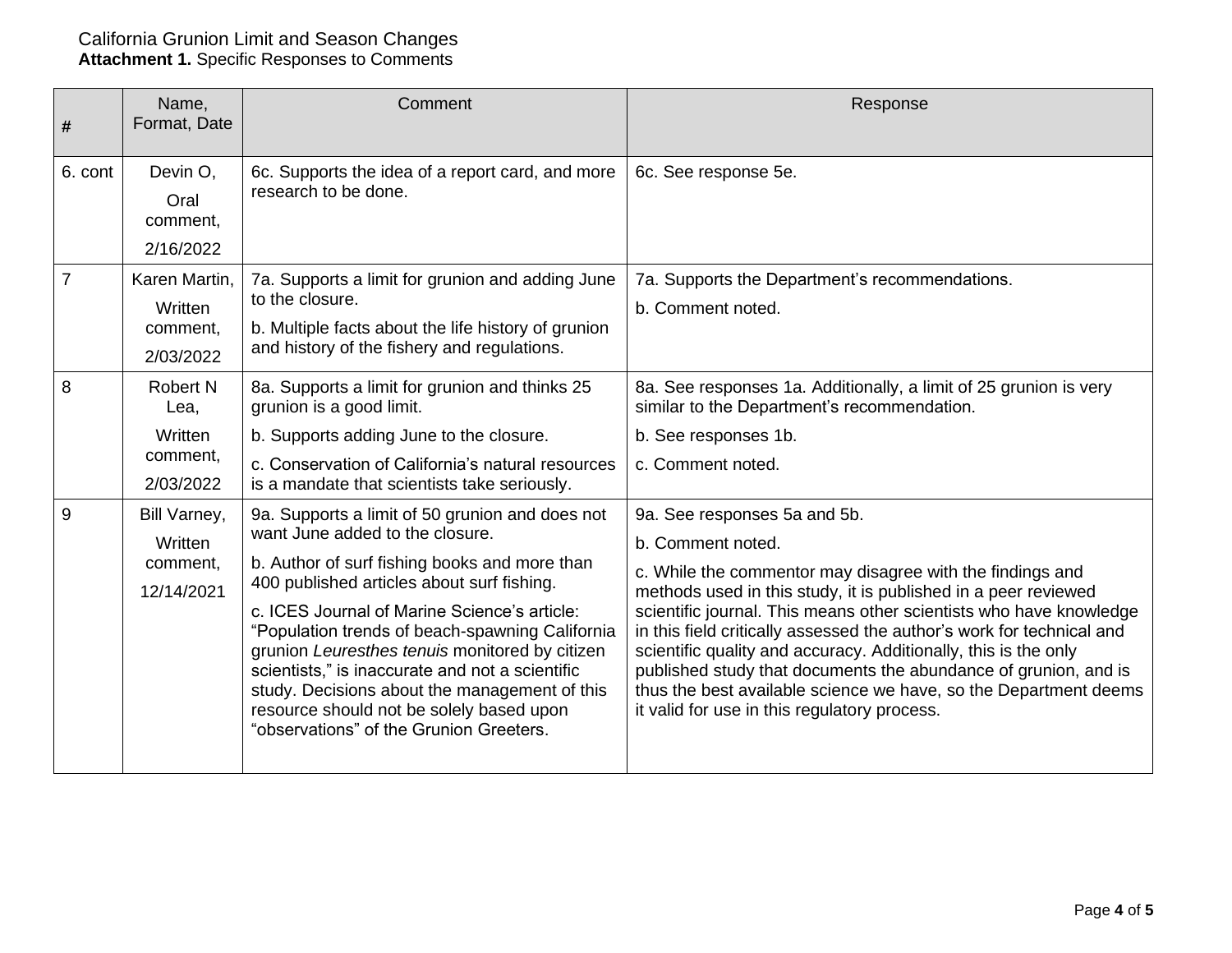California Grunion Limit and Season Changes
**Attachment 1.** Specific Responses to Comments

| # | Name, Format, Date | Comment | Response |
|---|---|---|---|
| 6. cont | Devin O, Oral comment, 2/16/2022 | 6c. Supports the idea of a report card, and more research to be done. | 6c. See response 5e. |
| 7 | Karen Martin, Written comment, 2/03/2022 | 7a. Supports a limit for grunion and adding June to the closure.<br>b. Multiple facts about the life history of grunion and history of the fishery and regulations. | 7a. Supports the Department's recommendations.<br>b. Comment noted. |
| 8 | Robert N Lea, Written comment, 2/03/2022 | 8a. Supports a limit for grunion and thinks 25 grunion is a good limit.<br>b. Supports adding June to the closure.<br>c. Conservation of California's natural resources is a mandate that scientists take seriously. | 8a. See responses 1a. Additionally, a limit of 25 grunion is very similar to the Department's recommendation.<br>b. See responses 1b.<br>c. Comment noted. |
| 9 | Bill Varney, Written comment, 12/14/2021 | 9a. Supports a limit of 50 grunion and does not want June added to the closure.<br>b. Author of surf fishing books and more than 400 published articles about surf fishing.<br>c. ICES Journal of Marine Science's article: "Population trends of beach-spawning California grunion *Leuresthes tenuis* monitored by citizen scientists," is inaccurate and not a scientific study. Decisions about the management of this resource should not be solely based upon "observations" of the Grunion Greeters. | 9a. See responses 5a and 5b.<br>b. Comment noted.<br>c. While the commentor may disagree with the findings and methods used in this study, it is published in a peer reviewed scientific journal. This means other scientists who have knowledge in this field critically assessed the author's work for technical and scientific quality and accuracy. Additionally, this is the only published study that documents the abundance of grunion, and is thus the best available science we have, so the Department deems it valid for use in this regulatory process. |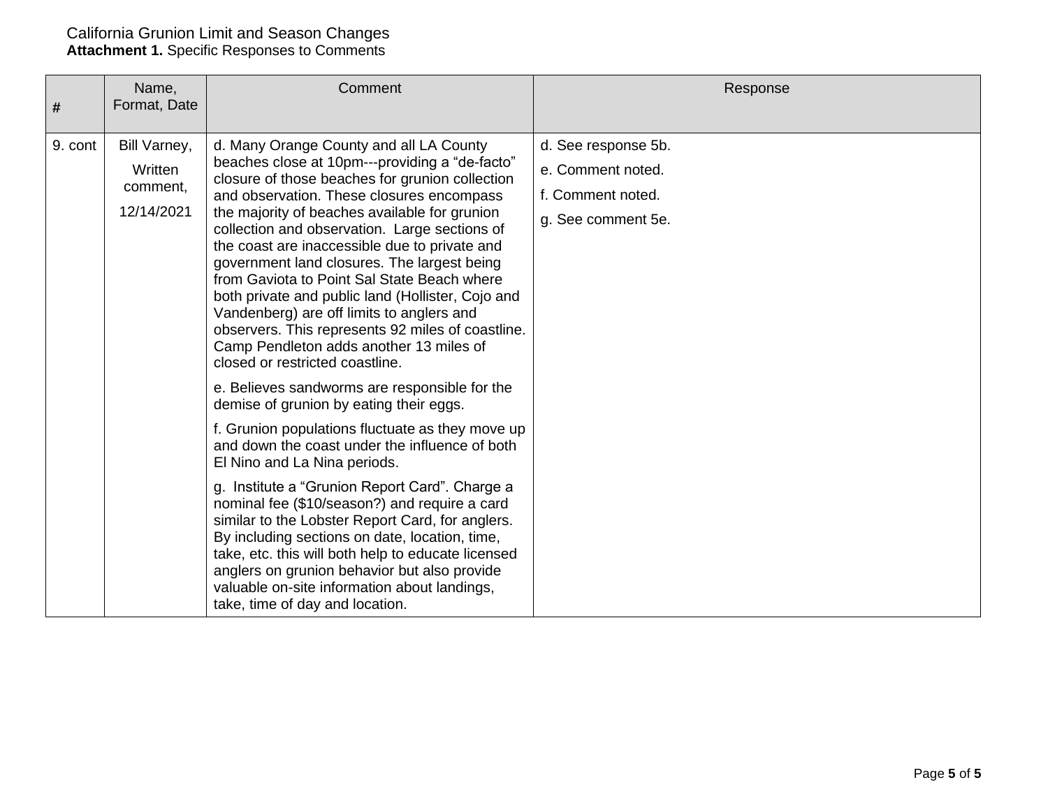California Grunion Limit and Season Changes
**Attachment 1.** Specific Responses to Comments

| # | Name, Format, Date | Comment | Response |
|---|---|---|---|
| 9. cont | Bill Varney,<br>Written comment,<br>12/14/2021 | d. Many Orange County and all LA County beaches close at 10pm---providing a "de-facto" closure of those beaches for grunion collection and observation. These closures encompass the majority of beaches available for grunion collection and observation. Large sections of the coast are inaccessible due to private and government land closures. The largest being from Gaviota to Point Sal State Beach where both private and public land (Hollister, Cojo and Vandenberg) are off limits to anglers and observers. This represents 92 miles of coastline. Camp Pendleton adds another 13 miles of closed or restricted coastline.<br><br>e. Believes sandworms are responsible for the demise of grunion by eating their eggs.<br><br>f. Grunion populations fluctuate as they move up and down the coast under the influence of both El Nino and La Nina periods.<br><br>g. Institute a "Grunion Report Card". Charge a nominal fee ($10/season?) and require a card similar to the Lobster Report Card, for anglers. By including sections on date, location, time, take, etc. this will both help to educate licensed anglers on grunion behavior but also provide valuable on-site information about landings, take, time of day and location. | d. See response 5b.<br><br>e. Comment noted.<br><br>f. Comment noted.<br><br>g. See comment 5e. |